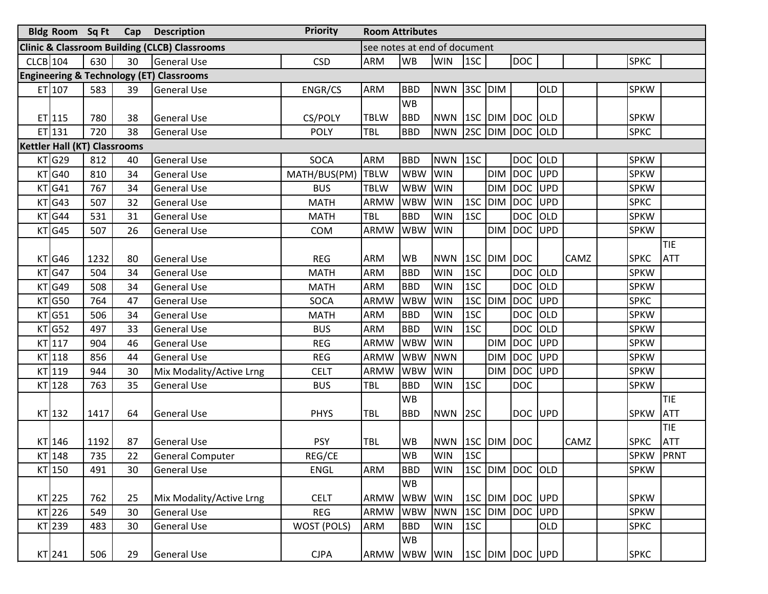| Bldg | Room | Sq Ft | Cap | Description | Priority | Room Attributes | | | | | | | | | | |
|---|---|---|---|---|---|---|---|---|---|---|---|---|---|---|---|---|
| **Clinic & Classroom Building (CLCB) Classrooms** | | | | | | see notes at end of document | | | | | | | | | | |
| CLCB | 104 | 630 | 30 | General Use | CSD | ARM | WB | WIN | 1SC | | DOC | | | | SPKC | |
| **Engineering & Technology (ET) Classrooms** | | | | | | | | | | | | | | | | |
| ET | 107 | 583 | 39 | General Use | ENGR/CS | ARM | BBD | NWN | 3SC | DIM | | OLD | | | SPKW | |
| ET | 115 | 780 | 38 | General Use | CS/POLY | TBLW | WB BBD | NWN | 1SC | DIM | DOC | OLD | | | SPKW | |
| ET | 131 | 720 | 38 | General Use | POLY | TBL | BBD | NWN | 2SC | DIM | DOC | OLD | | | SPKC | |
| **Kettler Hall (KT) Classrooms** | | | | | | | | | | | | | | | | |
| KT | G29 | 812 | 40 | General Use | SOCA | ARM | BBD | NWN | 1SC | | DOC | OLD | | | SPKW | |
| KT | G40 | 810 | 34 | General Use | MATH/BUS(PM) | TBLW | WBW | WIN | | DIM | DOC | UPD | | | SPKW | |
| KT | G41 | 767 | 34 | General Use | BUS | TBLW | WBW | WIN | | DIM | DOC | UPD | | | SPKW | |
| KT | G43 | 507 | 32 | General Use | MATH | ARMW | WBW | WIN | 1SC | DIM | DOC | UPD | | | SPKC | |
| KT | G44 | 531 | 31 | General Use | MATH | TBL | BBD | WIN | 1SC | | DOC | OLD | | | SPKW | |
| KT | G45 | 507 | 26 | General Use | COM | ARMW | WBW | WIN | | DIM | DOC | UPD | | | SPKW | |
| KT | G46 | 1232 | 80 | General Use | REG | ARM | WB | NWN | 1SC | DIM | DOC | | CAMZ | | SPKC | TIE ATT |
| KT | G47 | 504 | 34 | General Use | MATH | ARM | BBD | WIN | 1SC | | DOC | OLD | | | SPKW | |
| KT | G49 | 508 | 34 | General Use | MATH | ARM | BBD | WIN | 1SC | | DOC | OLD | | | SPKW | |
| KT | G50 | 764 | 47 | General Use | SOCA | ARMW | WBW | WIN | 1SC | DIM | DOC | UPD | | | SPKC | |
| KT | G51 | 506 | 34 | General Use | MATH | ARM | BBD | WIN | 1SC | | DOC | OLD | | | SPKW | |
| KT | G52 | 497 | 33 | General Use | BUS | ARM | BBD | WIN | 1SC | | DOC | OLD | | | SPKW | |
| KT | 117 | 904 | 46 | General Use | REG | ARMW | WBW | WIN | | DIM | DOC | UPD | | | SPKW | |
| KT | 118 | 856 | 44 | General Use | REG | ARMW | WBW | NWN | | DIM | DOC | UPD | | | SPKW | |
| KT | 119 | 944 | 30 | Mix Modality/Active Lrng | CELT | ARMW | WBW | WIN | | DIM | DOC | UPD | | | SPKW | |
| KT | 128 | 763 | 35 | General Use | BUS | TBL | BBD | WIN | 1SC | | DOC | | | | SPKW | |
| KT | 132 | 1417 | 64 | General Use | PHYS | TBL | WB BBD | NWN | 2SC | | DOC | UPD | | | SPKW | TIE ATT |
| KT | 146 | 1192 | 87 | General Use | PSY | TBL | WB | NWN | 1SC | DIM | DOC | | CAMZ | | SPKC | TIE ATT |
| KT | 148 | 735 | 22 | General Computer | REG/CE | | WB | WIN | 1SC | | | | | | SPKW | PRNT |
| KT | 150 | 491 | 30 | General Use | ENGL | ARM | BBD | WIN | 1SC | DIM | DOC | OLD | | | SPKW | |
| KT | 225 | 762 | 25 | Mix Modality/Active Lrng | CELT | ARMW | WB WBW | WIN | 1SC | DIM | DOC | UPD | | | SPKW | |
| KT | 226 | 549 | 30 | General Use | REG | ARMW | WBW | NWN | 1SC | DIM | DOC | UPD | | | SPKW | |
| KT | 239 | 483 | 30 | General Use | WOST (POLS) | ARM | BBD | WIN | 1SC | | | OLD | | | SPKC | |
| KT | 241 | 506 | 29 | General Use | CJPA | ARMW | WB WBW | WIN | 1SC | DIM | DOC | UPD | | | SPKC | |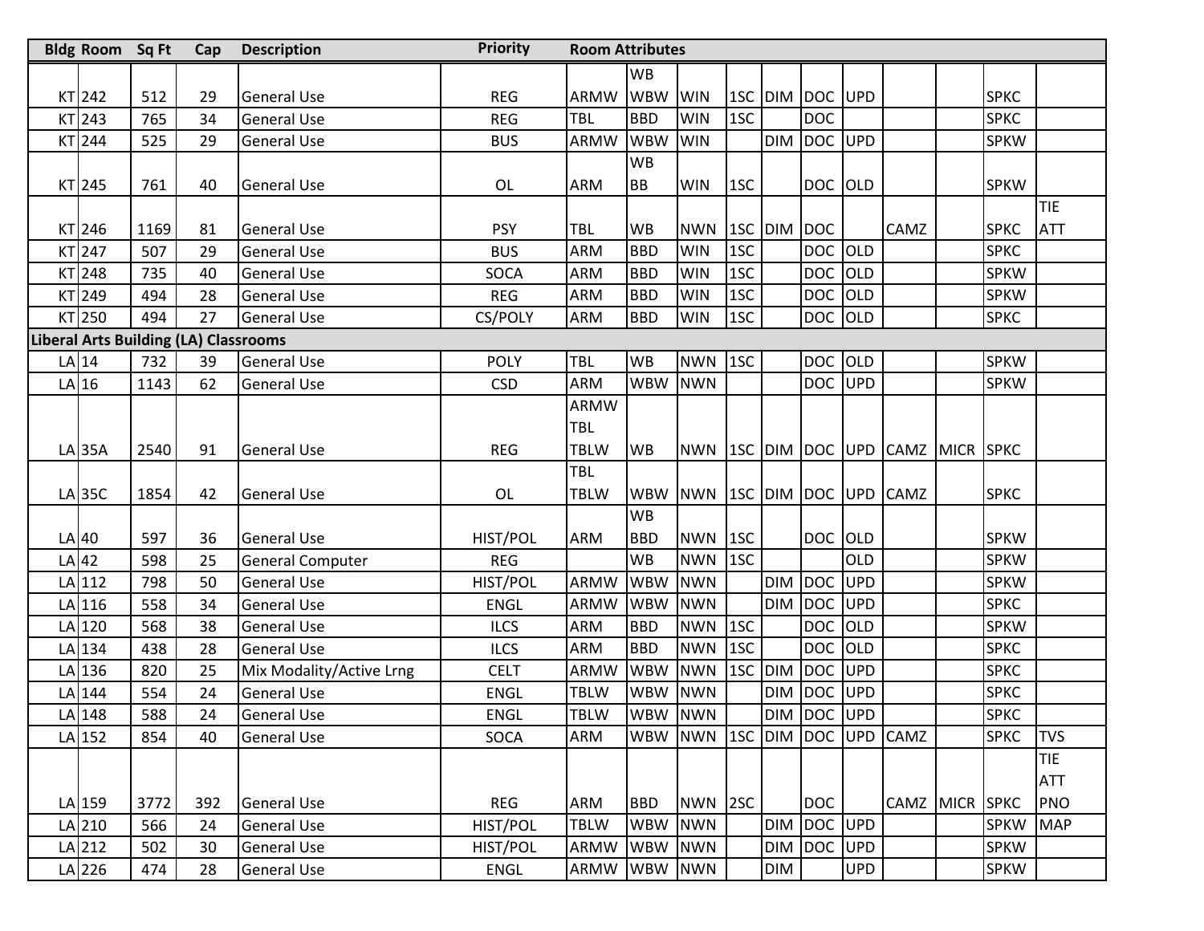| Bldg | Room | Sq Ft | Cap | Description | Priority | Room Attributes | | | | | | | | | | |
|---|---|---|---|---|---|---|---|---|---|---|---|---|---|---|---|---|
| KT | 242 | 512 | 29 | General Use | REG | ARMW | WB WBW | WIN | 1SC | DIM | DOC | UPD | | | SPKC | |
| KT | 243 | 765 | 34 | General Use | REG | TBL | BBD | WIN | 1SC | | DOC | | | | SPKC | |
| KT | 244 | 525 | 29 | General Use | BUS | ARMW | WBW | WIN | | DIM | DOC | UPD | | | SPKW | |
| KT | 245 | 761 | 40 | General Use | OL | ARM | WB BB | WIN | 1SC | | DOC | OLD | | | SPKW | |
| KT | 246 | 1169 | 81 | General Use | PSY | TBL | WB | NWN | 1SC | DIM | DOC | | CAMZ | | SPKC | TIE ATT |
| KT | 247 | 507 | 29 | General Use | BUS | ARM | BBD | WIN | 1SC | | DOC | OLD | | | SPKC | |
| KT | 248 | 735 | 40 | General Use | SOCA | ARM | BBD | WIN | 1SC | | DOC | OLD | | | SPKW | |
| KT | 249 | 494 | 28 | General Use | REG | ARM | BBD | WIN | 1SC | | DOC | OLD | | | SPKW | |
| KT | 250 | 494 | 27 | General Use | CS/POLY | ARM | BBD | WIN | 1SC | | DOC | OLD | | | SPKC | |
| **Liberal Arts Building (LA) Classrooms** | | | | | | | | | | | | | | | | |
| LA | 14 | 732 | 39 | General Use | POLY | TBL | WB | NWN | 1SC | | DOC | OLD | | | SPKW | |
| LA | 16 | 1143 | 62 | General Use | CSD | ARM | WBW | NWN | | | DOC | UPD | | | SPKW | |
| LA | 35A | 2540 | 91 | General Use | REG | ARMW TBL TBLW | WB | NWN | 1SC | DIM | DOC | UPD | CAMZ | MICR | SPKC | |
| LA | 35C | 1854 | 42 | General Use | OL | TBL TBLW | WBW | NWN | 1SC | DIM | DOC | UPD | CAMZ | | SPKC | |
| LA | 40 | 597 | 36 | General Use | HIST/POL | ARM | WB BBD | NWN | 1SC | | DOC | OLD | | | SPKW | |
| LA | 42 | 598 | 25 | General Computer | REG | | WB | NWN | 1SC | | | OLD | | | SPKW | |
| LA | 112 | 798 | 50 | General Use | HIST/POL | ARMW | WBW | NWN | | DIM | DOC | UPD | | | SPKW | |
| LA | 116 | 558 | 34 | General Use | ENGL | ARMW | WBW | NWN | | DIM | DOC | UPD | | | SPKC | |
| LA | 120 | 568 | 38 | General Use | ILCS | ARM | BBD | NWN | 1SC | | DOC | OLD | | | SPKW | |
| LA | 134 | 438 | 28 | General Use | ILCS | ARM | BBD | NWN | 1SC | | DOC | OLD | | | SPKC | |
| LA | 136 | 820 | 25 | Mix Modality/Active Lrng | CELT | ARMW | WBW | NWN | 1SC | DIM | DOC | UPD | | | SPKC | |
| LA | 144 | 554 | 24 | General Use | ENGL | TBLW | WBW | NWN | | DIM | DOC | UPD | | | SPKC | |
| LA | 148 | 588 | 24 | General Use | ENGL | TBLW | WBW | NWN | | DIM | DOC | UPD | | | SPKC | |
| LA | 152 | 854 | 40 | General Use | SOCA | ARM | WBW | NWN | 1SC | DIM | DOC | UPD | CAMZ | | SPKC | TVS |
| LA | 159 | 3772 | 392 | General Use | REG | ARM | BBD | NWN | 2SC | | DOC | | CAMZ | MICR | SPKC | TIE ATT PNO |
| LA | 210 | 566 | 24 | General Use | HIST/POL | TBLW | WBW | NWN | | DIM | DOC | UPD | | | SPKW | MAP |
| LA | 212 | 502 | 30 | General Use | HIST/POL | ARMW | WBW | NWN | | DIM | DOC | UPD | | | SPKW | |
| LA | 226 | 474 | 28 | General Use | ENGL | ARMW | WBW | NWN | | DIM | | UPD | | | SPKW | |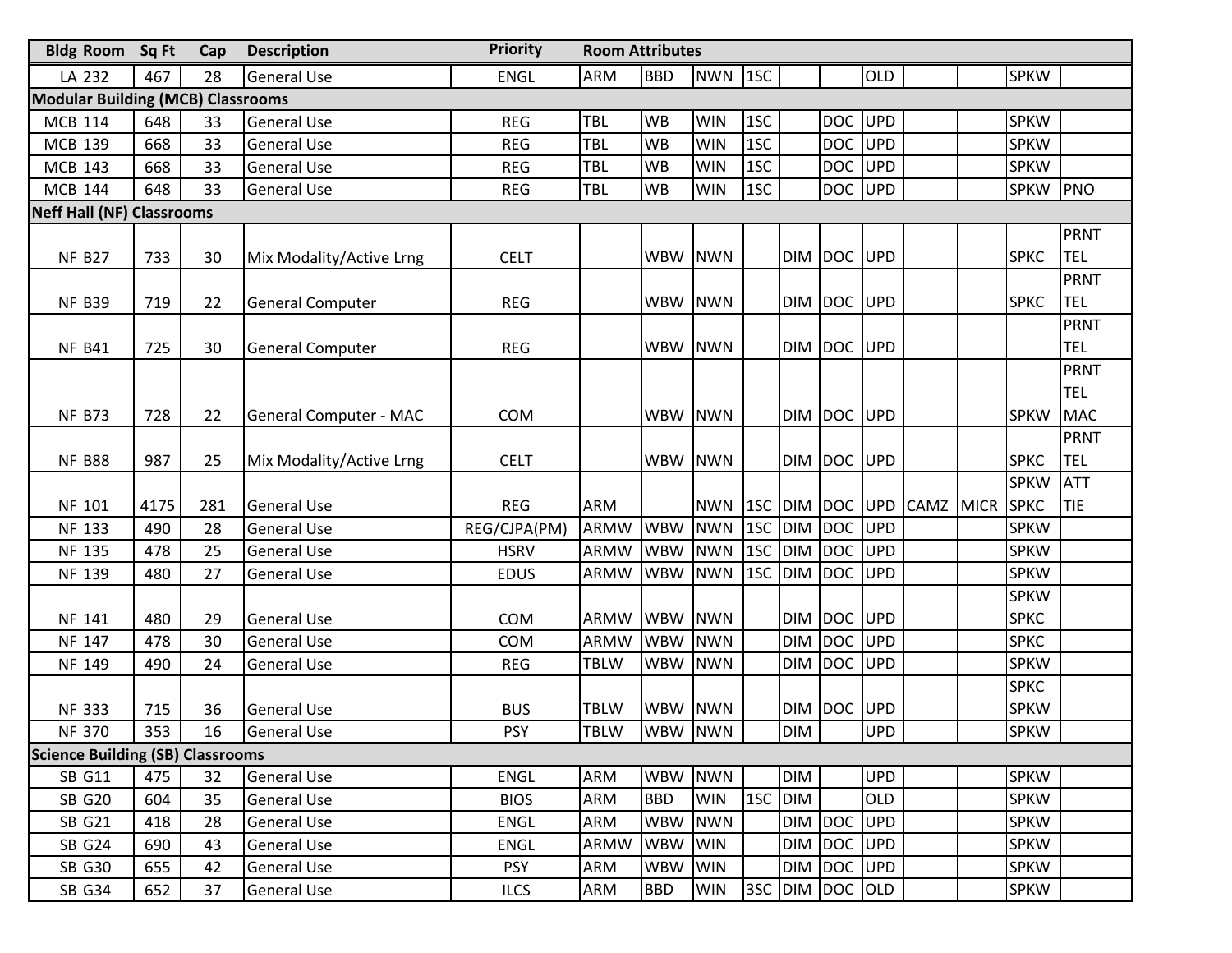| Bldg | Room | Sq Ft | Cap | Description | Priority | Room Attributes | | | | | | | | | | |
|---|---|---|---|---|---|---|---|---|---|---|---|---|---|---|---|---|
| LA | 232 | 467 | 28 | General Use | ENGL | ARM | BBD | NWN | 1SC | | | OLD | | | SPKW | |
| **Modular Building (MCB) Classrooms** | | | | | | | | | | | | | | | | |
| MCB | 114 | 648 | 33 | General Use | REG | TBL | WB | WIN | 1SC | | DOC | UPD | | | SPKW | |
| MCB | 139 | 668 | 33 | General Use | REG | TBL | WB | WIN | 1SC | | DOC | UPD | | | SPKW | |
| MCB | 143 | 668 | 33 | General Use | REG | TBL | WB | WIN | 1SC | | DOC | UPD | | | SPKW | |
| MCB | 144 | 648 | 33 | General Use | REG | TBL | WB | WIN | 1SC | | DOC | UPD | | | SPKW | PNO |
| **Neff Hall (NF) Classrooms** | | | | | | | | | | | | | | | | |
| NF | B27 | 733 | 30 | Mix Modality/Active Lrng | CELT | | WBW | NWN | | DIM | DOC | UPD | | | SPKC | PRNT TEL |
| NF | B39 | 719 | 22 | General Computer | REG | | WBW | NWN | | DIM | DOC | UPD | | | SPKC | PRNT TEL |
| NF | B41 | 725 | 30 | General Computer | REG | | WBW | NWN | | DIM | DOC | UPD | | | | PRNT TEL |
| NF | B73 | 728 | 22 | General Computer - MAC | COM | | WBW | NWN | | DIM | DOC | UPD | | | SPKW | PRNT TEL MAC |
| NF | B88 | 987 | 25 | Mix Modality/Active Lrng | CELT | | WBW | NWN | | DIM | DOC | UPD | | | SPKC | PRNT TEL |
| NF | 101 | 4175 | 281 | General Use | REG | ARM | | NWN | 1SC | DIM | DOC | UPD | CAMZ | MICR | SPKW SPKC | ATT TIE |
| NF | 133 | 490 | 28 | General Use | REG/CJPA(PM) | ARMW | WBW | NWN | 1SC | DIM | DOC | UPD | | | SPKW | |
| NF | 135 | 478 | 25 | General Use | HSRV | ARMW | WBW | NWN | 1SC | DIM | DOC | UPD | | | SPKW | |
| NF | 139 | 480 | 27 | General Use | EDUS | ARMW | WBW | NWN | 1SC | DIM | DOC | UPD | | | SPKW | |
| NF | 141 | 480 | 29 | General Use | COM | ARMW | WBW | NWN | | DIM | DOC | UPD | | | SPKW SPKC | |
| NF | 147 | 478 | 30 | General Use | COM | ARMW | WBW | NWN | | DIM | DOC | UPD | | | SPKC | |
| NF | 149 | 490 | 24 | General Use | REG | TBLW | WBW | NWN | | DIM | DOC | UPD | | | SPKW | |
| NF | 333 | 715 | 36 | General Use | BUS | TBLW | WBW | NWN | | DIM | DOC | UPD | | | SPKC SPKW | |
| NF | 370 | 353 | 16 | General Use | PSY | TBLW | WBW | NWN | | DIM | | UPD | | | SPKW | |
| **Science Building (SB) Classrooms** | | | | | | | | | | | | | | | | |
| SB | G11 | 475 | 32 | General Use | ENGL | ARM | WBW | NWN | | DIM | | UPD | | | SPKW | |
| SB | G20 | 604 | 35 | General Use | BIOS | ARM | BBD | WIN | 1SC | DIM | | OLD | | | SPKW | |
| SB | G21 | 418 | 28 | General Use | ENGL | ARM | WBW | NWN | | DIM | DOC | UPD | | | SPKW | |
| SB | G24 | 690 | 43 | General Use | ENGL | ARMW | WBW | WIN | | DIM | DOC | UPD | | | SPKW | |
| SB | G30 | 655 | 42 | General Use | PSY | ARM | WBW | WIN | | DIM | DOC | UPD | | | SPKW | |
| SB | G34 | 652 | 37 | General Use | ILCS | ARM | BBD | WIN | 3SC | DIM | DOC | OLD | | | SPKW | |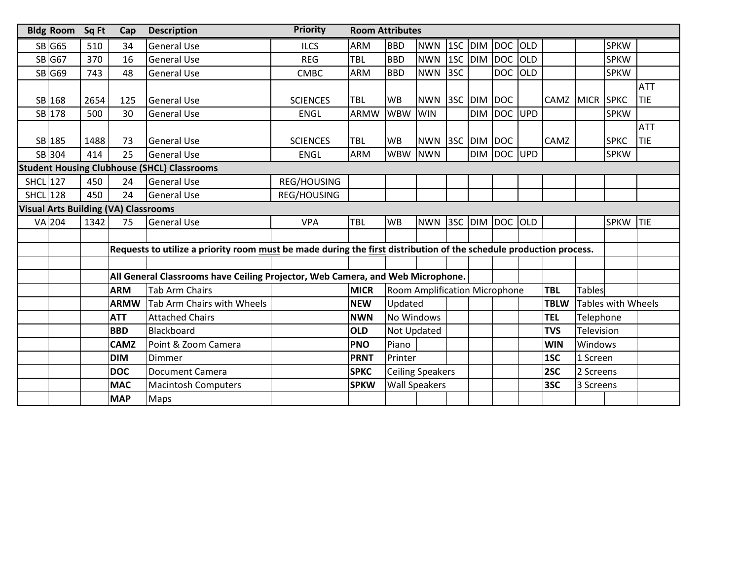| Bldg | Room | Sq Ft | Cap | Description | Priority | Room Attributes | | | | | | | | | | |
|---|---|---|---|---|---|---|---|---|---|---|---|---|---|---|---|---|
| SB | G65 | 510 | 34 | General Use | ILCS | ARM | BBD | NWN | 1SC | DIM | DOC | OLD | | | SPKW | |
| SB | G67 | 370 | 16 | General Use | REG | TBL | BBD | NWN | 1SC | DIM | DOC | OLD | | | SPKW | |
| SB | G69 | 743 | 48 | General Use | CMBC | ARM | BBD | NWN | 3SC | | DOC | OLD | | | SPKW | |
| SB | 168 | 2654 | 125 | General Use | SCIENCES | TBL | WB | NWN | 3SC | DIM | DOC | | CAMZ | MICR | SPKC | ATT TIE |
| SB | 178 | 500 | 30 | General Use | ENGL | ARMW | WBW | WIN | | DIM | DOC | UPD | | | SPKW | |
| SB | 185 | 1488 | 73 | General Use | SCIENCES | TBL | WB | NWN | 3SC | DIM | DOC | | CAMZ | | SPKC | ATT TIE |
| SB | 304 | 414 | 25 | General Use | ENGL | ARM | WBW | NWN | | DIM | DOC | UPD | | | SPKW | |
| **Student Housing Clubhouse (SHCL) Classrooms** | | | | | | | | | | | | | | | | |
| SHCL | 127 | 450 | 24 | General Use | REG/HOUSING | | | | | | | | | | | |
| SHCL | 128 | 450 | 24 | General Use | REG/HOUSING | | | | | | | | | | | |
| **Visual Arts Building (VA) Classrooms** | | | | | | | | | | | | | | | | |
| VA | 204 | 1342 | 75 | General Use | VPA | TBL | WB | NWN | 3SC | DIM | DOC | OLD | | | SPKW | TIE |

**Requests to utilize a priority room <u>must</u> be made during the <u>first</u> distribution of the schedule production process.**

**All General Classrooms have Ceiling Projector, Web Camera, and Web Microphone.**

| Code | Description | Code | Description | Code | Description |
|---|---|---|---|---|---|
| **ARM** | Tab Arm Chairs | **MICR** | Room Amplification Microphone | **TBL** | Tables |
| **ARMW** | Tab Arm Chairs with Wheels | **NEW** | Updated | **TBLW** | Tables with Wheels |
| **ATT** | Attached Chairs | **NWN** | No Windows | **TEL** | Telephone |
| **BBD** | Blackboard | **OLD** | Not Updated | **TVS** | Television |
| **CAMZ** | Point & Zoom Camera | **PNO** | Piano | **WIN** | Windows |
| **DIM** | Dimmer | **PRNT** | Printer | **1SC** | 1 Screen |
| **DOC** | Document Camera | **SPKC** | Ceiling Speakers | **2SC** | 2 Screens |
| **MAC** | Macintosh Computers | **SPKW** | Wall Speakers | **3SC** | 3 Screens |
| **MAP** | Maps | | | | |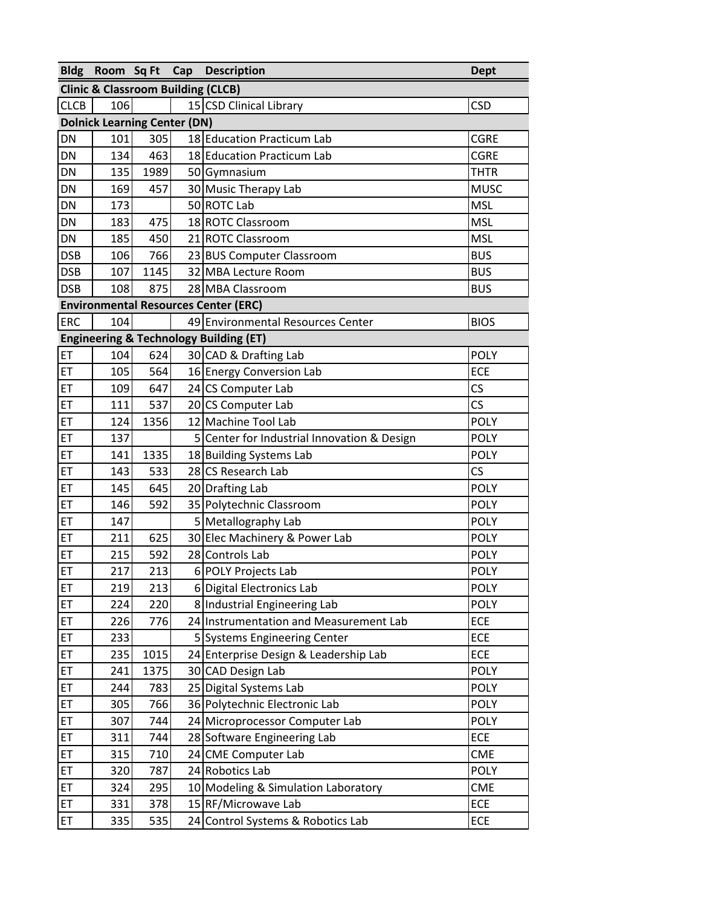| Bldg | Room | Sq Ft | Cap | Description | Dept |
|---|---|---|---|---|---|
| **Clinic & Classroom Building (CLCB)** | | | | | |
| CLCB | 106 | | 15 | CSD Clinical Library | CSD |
| **Dolnick Learning Center (DN)** | | | | | |
| DN | 101 | 305 | 18 | Education Practicum Lab | CGRE |
| DN | 134 | 463 | 18 | Education Practicum Lab | CGRE |
| DN | 135 | 1989 | 50 | Gymnasium | THTR |
| DN | 169 | 457 | 30 | Music Therapy Lab | MUSC |
| DN | 173 | | 50 | ROTC Lab | MSL |
| DN | 183 | 475 | 18 | ROTC Classroom | MSL |
| DN | 185 | 450 | 21 | ROTC Classroom | MSL |
| DSB | 106 | 766 | 23 | BUS Computer Classroom | BUS |
| DSB | 107 | 1145 | 32 | MBA Lecture Room | BUS |
| DSB | 108 | 875 | 28 | MBA Classroom | BUS |
| **Environmental Resources Center (ERC)** | | | | | |
| ERC | 104 | | 49 | Environmental Resources Center | BIOS |
| **Engineering & Technology Building (ET)** | | | | | |
| ET | 104 | 624 | 30 | CAD & Drafting Lab | POLY |
| ET | 105 | 564 | 16 | Energy Conversion Lab | ECE |
| ET | 109 | 647 | 24 | CS Computer Lab | CS |
| ET | 111 | 537 | 20 | CS Computer Lab | CS |
| ET | 124 | 1356 | 12 | Machine Tool Lab | POLY |
| ET | 137 | | 5 | Center for Industrial Innovation & Design | POLY |
| ET | 141 | 1335 | 18 | Building Systems Lab | POLY |
| ET | 143 | 533 | 28 | CS Research Lab | CS |
| ET | 145 | 645 | 20 | Drafting Lab | POLY |
| ET | 146 | 592 | 35 | Polytechnic Classroom | POLY |
| ET | 147 | | 5 | Metallography Lab | POLY |
| ET | 211 | 625 | 30 | Elec Machinery & Power Lab | POLY |
| ET | 215 | 592 | 28 | Controls Lab | POLY |
| ET | 217 | 213 | 6 | POLY Projects Lab | POLY |
| ET | 219 | 213 | 6 | Digital Electronics Lab | POLY |
| ET | 224 | 220 | 8 | Industrial Engineering Lab | POLY |
| ET | 226 | 776 | 24 | Instrumentation and Measurement Lab | ECE |
| ET | 233 | | 5 | Systems Engineering Center | ECE |
| ET | 235 | 1015 | 24 | Enterprise Design & Leadership Lab | ECE |
| ET | 241 | 1375 | 30 | CAD Design Lab | POLY |
| ET | 244 | 783 | 25 | Digital Systems Lab | POLY |
| ET | 305 | 766 | 36 | Polytechnic Electronic Lab | POLY |
| ET | 307 | 744 | 24 | Microprocessor Computer Lab | POLY |
| ET | 311 | 744 | 28 | Software Engineering Lab | ECE |
| ET | 315 | 710 | 24 | CME Computer Lab | CME |
| ET | 320 | 787 | 24 | Robotics Lab | POLY |
| ET | 324 | 295 | 10 | Modeling & Simulation Laboratory | CME |
| ET | 331 | 378 | 15 | RF/Microwave Lab | ECE |
| ET | 335 | 535 | 24 | Control Systems & Robotics Lab | ECE |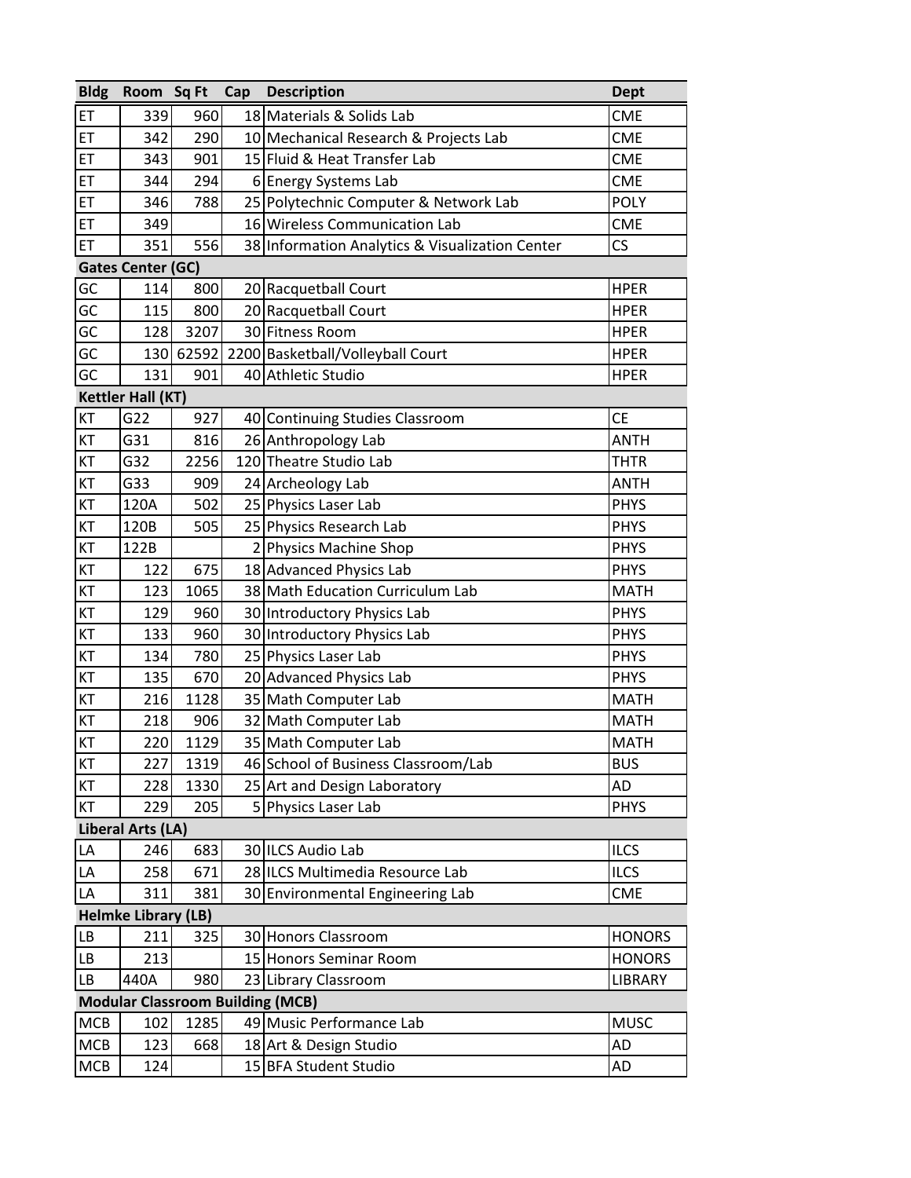| Bldg | Room | Sq Ft | Cap | Description | Dept |
|---|---|---|---|---|---|
| ET | 339 | 960 | 18 | Materials & Solids Lab | CME |
| ET | 342 | 290 | 10 | Mechanical Research & Projects Lab | CME |
| ET | 343 | 901 | 15 | Fluid & Heat Transfer Lab | CME |
| ET | 344 | 294 | 6 | Energy Systems Lab | CME |
| ET | 346 | 788 | 25 | Polytechnic Computer & Network Lab | POLY |
| ET | 349 | | 16 | Wireless Communication Lab | CME |
| ET | 351 | 556 | 38 | Information Analytics & Visualization Center | CS |
| **Gates Center (GC)** | | | | | |
| GC | 114 | 800 | 20 | Racquetball Court | HPER |
| GC | 115 | 800 | 20 | Racquetball Court | HPER |
| GC | 128 | 3207 | 30 | Fitness Room | HPER |
| GC | 130 | 62592 | 2200 | Basketball/Volleyball Court | HPER |
| GC | 131 | 901 | 40 | Athletic Studio | HPER |
| **Kettler Hall (KT)** | | | | | |
| KT | G22 | 927 | 40 | Continuing Studies Classroom | CE |
| KT | G31 | 816 | 26 | Anthropology Lab | ANTH |
| KT | G32 | 2256 | 120 | Theatre Studio Lab | THTR |
| KT | G33 | 909 | 24 | Archeology Lab | ANTH |
| KT | 120A | 502 | 25 | Physics Laser Lab | PHYS |
| KT | 120B | 505 | 25 | Physics Research Lab | PHYS |
| KT | 122B | | 2 | Physics Machine Shop | PHYS |
| KT | 122 | 675 | 18 | Advanced Physics Lab | PHYS |
| KT | 123 | 1065 | 38 | Math Education Curriculum Lab | MATH |
| KT | 129 | 960 | 30 | Introductory Physics Lab | PHYS |
| KT | 133 | 960 | 30 | Introductory Physics Lab | PHYS |
| KT | 134 | 780 | 25 | Physics Laser Lab | PHYS |
| KT | 135 | 670 | 20 | Advanced Physics Lab | PHYS |
| KT | 216 | 1128 | 35 | Math Computer Lab | MATH |
| KT | 218 | 906 | 32 | Math Computer Lab | MATH |
| KT | 220 | 1129 | 35 | Math Computer Lab | MATH |
| KT | 227 | 1319 | 46 | School of Business Classroom/Lab | BUS |
| KT | 228 | 1330 | 25 | Art and Design Laboratory | AD |
| KT | 229 | 205 | 5 | Physics Laser Lab | PHYS |
| **Liberal Arts (LA)** | | | | | |
| LA | 246 | 683 | 30 | ILCS Audio Lab | ILCS |
| LA | 258 | 671 | 28 | ILCS Multimedia Resource Lab | ILCS |
| LA | 311 | 381 | 30 | Environmental Engineering Lab | CME |
| **Helmke Library (LB)** | | | | | |
| LB | 211 | 325 | 30 | Honors Classroom | HONORS |
| LB | 213 | | 15 | Honors Seminar Room | HONORS |
| LB | 440A | 980 | 23 | Library Classroom | LIBRARY |
| **Modular Classroom Building (MCB)** | | | | | |
| MCB | 102 | 1285 | 49 | Music Performance Lab | MUSC |
| MCB | 123 | 668 | 18 | Art & Design Studio | AD |
| MCB | 124 | | 15 | BFA Student Studio | AD |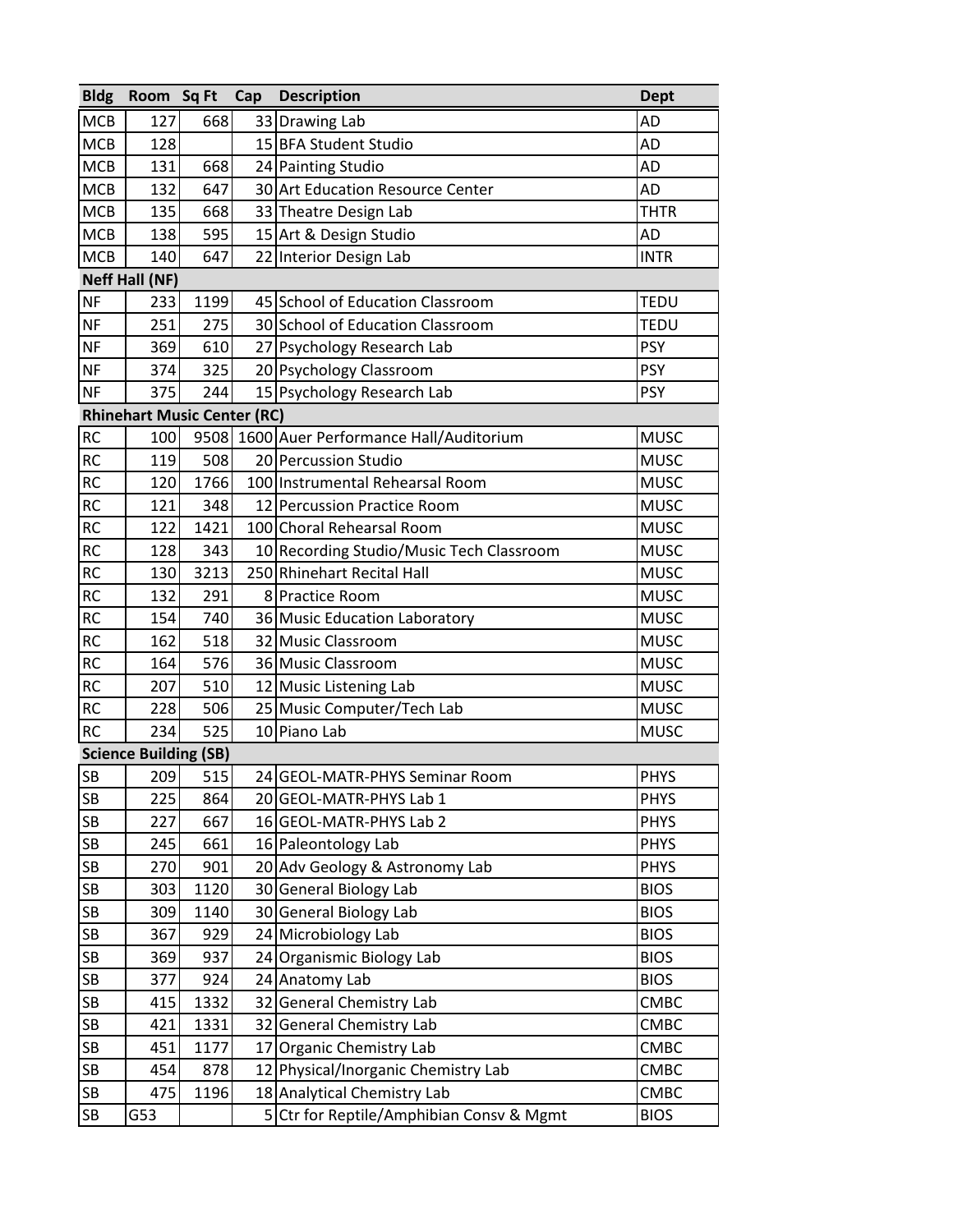| Bldg | Room | Sq Ft | Cap | Description | Dept |
|---|---|---|---|---|---|
| MCB | 127 | 668 | 33 | Drawing Lab | AD |
| MCB | 128 | | 15 | BFA Student Studio | AD |
| MCB | 131 | 668 | 24 | Painting Studio | AD |
| MCB | 132 | 647 | 30 | Art Education Resource Center | AD |
| MCB | 135 | 668 | 33 | Theatre Design Lab | THTR |
| MCB | 138 | 595 | 15 | Art & Design Studio | AD |
| MCB | 140 | 647 | 22 | Interior Design Lab | INTR |
| **Neff Hall (NF)** | | | | | |
| NF | 233 | 1199 | 45 | School of Education Classroom | TEDU |
| NF | 251 | 275 | 30 | School of Education Classroom | TEDU |
| NF | 369 | 610 | 27 | Psychology Research Lab | PSY |
| NF | 374 | 325 | 20 | Psychology Classroom | PSY |
| NF | 375 | 244 | 15 | Psychology Research Lab | PSY |
| **Rhinehart Music Center (RC)** | | | | | |
| RC | 100 | 9508 | 1600 | Auer Performance Hall/Auditorium | MUSC |
| RC | 119 | 508 | 20 | Percussion Studio | MUSC |
| RC | 120 | 1766 | 100 | Instrumental Rehearsal Room | MUSC |
| RC | 121 | 348 | 12 | Percussion Practice Room | MUSC |
| RC | 122 | 1421 | 100 | Choral Rehearsal Room | MUSC |
| RC | 128 | 343 | 10 | Recording Studio/Music Tech Classroom | MUSC |
| RC | 130 | 3213 | 250 | Rhinehart Recital Hall | MUSC |
| RC | 132 | 291 | 8 | Practice Room | MUSC |
| RC | 154 | 740 | 36 | Music Education Laboratory | MUSC |
| RC | 162 | 518 | 32 | Music Classroom | MUSC |
| RC | 164 | 576 | 36 | Music Classroom | MUSC |
| RC | 207 | 510 | 12 | Music Listening Lab | MUSC |
| RC | 228 | 506 | 25 | Music Computer/Tech Lab | MUSC |
| RC | 234 | 525 | 10 | Piano Lab | MUSC |
| **Science Building (SB)** | | | | | |
| SB | 209 | 515 | 24 | GEOL-MATR-PHYS Seminar Room | PHYS |
| SB | 225 | 864 | 20 | GEOL-MATR-PHYS Lab 1 | PHYS |
| SB | 227 | 667 | 16 | GEOL-MATR-PHYS Lab 2 | PHYS |
| SB | 245 | 661 | 16 | Paleontology Lab | PHYS |
| SB | 270 | 901 | 20 | Adv Geology & Astronomy Lab | PHYS |
| SB | 303 | 1120 | 30 | General Biology Lab | BIOS |
| SB | 309 | 1140 | 30 | General Biology Lab | BIOS |
| SB | 367 | 929 | 24 | Microbiology Lab | BIOS |
| SB | 369 | 937 | 24 | Organismic Biology Lab | BIOS |
| SB | 377 | 924 | 24 | Anatomy Lab | BIOS |
| SB | 415 | 1332 | 32 | General Chemistry Lab | CMBC |
| SB | 421 | 1331 | 32 | General Chemistry Lab | CMBC |
| SB | 451 | 1177 | 17 | Organic Chemistry Lab | CMBC |
| SB | 454 | 878 | 12 | Physical/Inorganic Chemistry Lab | CMBC |
| SB | 475 | 1196 | 18 | Analytical Chemistry Lab | CMBC |
| SB | G53 | | 5 | Ctr for Reptile/Amphibian Consv & Mgmt | BIOS |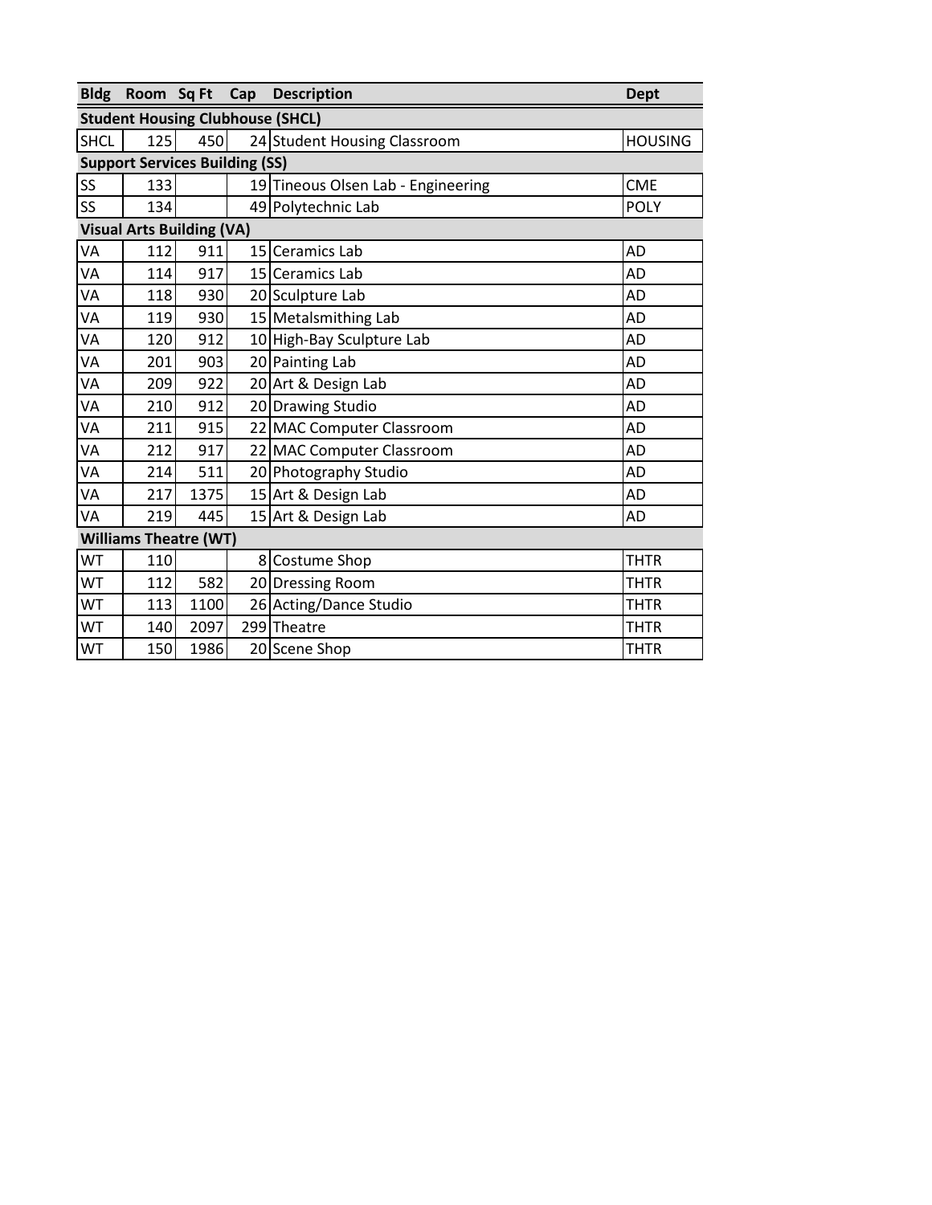| Bldg | Room | Sq Ft | Cap | Description | Dept |
|---|---|---|---|---|---|
| **Student Housing Clubhouse (SHCL)** | | | | | |
| SHCL | 125 | 450 | 24 | Student Housing Classroom | HOUSING |
| **Support Services Building (SS)** | | | | | |
| SS | 133 | | 19 | Tineous Olsen Lab - Engineering | CME |
| SS | 134 | | 49 | Polytechnic Lab | POLY |
| **Visual Arts Building (VA)** | | | | | |
| VA | 112 | 911 | 15 | Ceramics Lab | AD |
| VA | 114 | 917 | 15 | Ceramics Lab | AD |
| VA | 118 | 930 | 20 | Sculpture Lab | AD |
| VA | 119 | 930 | 15 | Metalsmithing Lab | AD |
| VA | 120 | 912 | 10 | High-Bay Sculpture Lab | AD |
| VA | 201 | 903 | 20 | Painting Lab | AD |
| VA | 209 | 922 | 20 | Art & Design Lab | AD |
| VA | 210 | 912 | 20 | Drawing Studio | AD |
| VA | 211 | 915 | 22 | MAC Computer Classroom | AD |
| VA | 212 | 917 | 22 | MAC Computer Classroom | AD |
| VA | 214 | 511 | 20 | Photography Studio | AD |
| VA | 217 | 1375 | 15 | Art & Design Lab | AD |
| VA | 219 | 445 | 15 | Art & Design Lab | AD |
| **Williams Theatre (WT)** | | | | | |
| WT | 110 | | 8 | Costume Shop | THTR |
| WT | 112 | 582 | 20 | Dressing Room | THTR |
| WT | 113 | 1100 | 26 | Acting/Dance Studio | THTR |
| WT | 140 | 2097 | 299 | Theatre | THTR |
| WT | 150 | 1986 | 20 | Scene Shop | THTR |